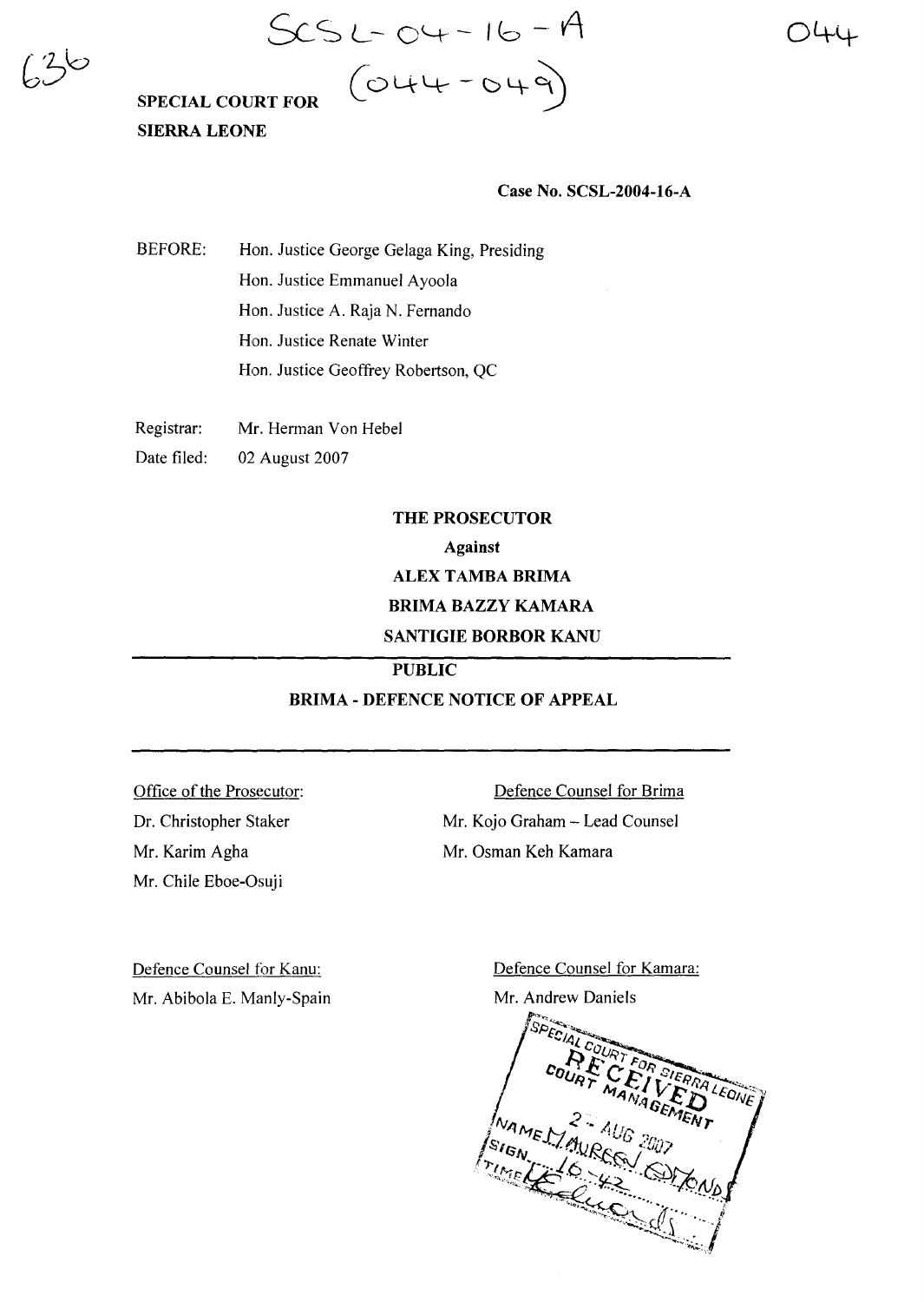SCSL-04-16-A
(044-049)

**SPECIAL COURT FOR SIERRA LEONE**

**Case No. SCSL-2004-16-A**

BEFORE: Hon. Justice George Gelaga King, Presiding
Hon. Justice Emmanuel Ayoola
Hon. Justice A. Raja N. Fernando
Hon. Justice Renate Winter
Hon. Justice Geoffrey Robertson, QC

Registrar: Mr. Herman Von Hebel

Date filed: 02 August 2007

**THE PROSECUTOR**

**Against**

**ALEX TAMBA BRIMA**

**BRIMA BAZZY KAMARA**

**SANTIGIE BORBOR KANU**

**PUBLIC**

**BRIMA - DEFENCE NOTICE OF APPEAL**

Office of the Prosecutor:
Dr. Christopher Staker
Mr. Karim Agha
Mr. Chile Eboe-Osuji

Defence Counsel for Brima
Mr. Kojo Graham – Lead Counsel
Mr. Osman Keh Kamara

Defence Counsel for Kanu:
Mr. Abibola E. Manly-Spain

Defence Counsel for Kamara:
Mr. Andrew Daniels

SPECIAL COURT FOR SIERRA LEONE
RECEIVED
COURT MANAGEMENT
2 - AUG 2007
NAME MAUREEN EDMONDS
SIGN
TIME 16:42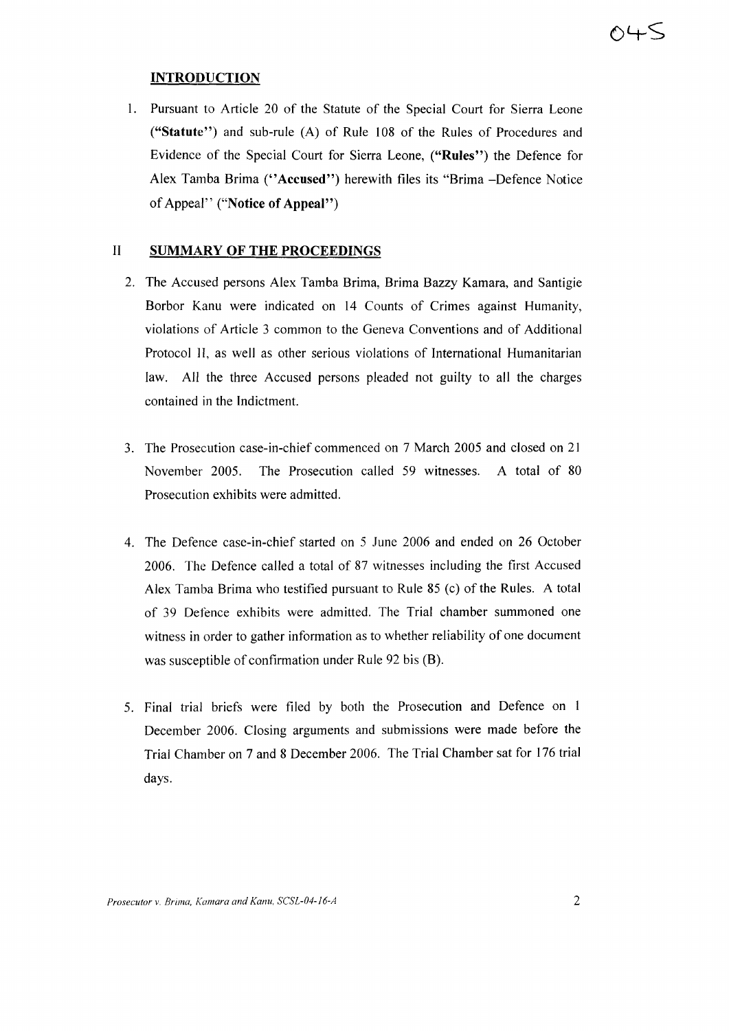## INTRODUCTION

1. Pursuant to Article 20 of the Statute of the Special Court for Sierra Leone (**"Statute"**) and sub-rule (A) of Rule 108 of the Rules of Procedures and Evidence of the Special Court for Sierra Leone, (**"Rules"**) the Defence for Alex Tamba Brima (**"Accused"**) herewith files its "Brima –Defence Notice of Appeal" (**"Notice of Appeal"**)

## II SUMMARY OF THE PROCEEDINGS

2. The Accused persons Alex Tamba Brima, Brima Bazzy Kamara, and Santigie Borbor Kanu were indicated on 14 Counts of Crimes against Humanity, violations of Article 3 common to the Geneva Conventions and of Additional Protocol II, as well as other serious violations of International Humanitarian law. All the three Accused persons pleaded not guilty to all the charges contained in the Indictment.

3. The Prosecution case-in-chief commenced on 7 March 2005 and closed on 21 November 2005. The Prosecution called 59 witnesses. A total of 80 Prosecution exhibits were admitted.

4. The Defence case-in-chief started on 5 June 2006 and ended on 26 October 2006. The Defence called a total of 87 witnesses including the first Accused Alex Tamba Brima who testified pursuant to Rule 85 (c) of the Rules. A total of 39 Defence exhibits were admitted. The Trial chamber summoned one witness in order to gather information as to whether reliability of one document was susceptible of confirmation under Rule 92 bis (B).

5. Final trial briefs were filed by both the Prosecution and Defence on 1 December 2006. Closing arguments and submissions were made before the Trial Chamber on 7 and 8 December 2006. The Trial Chamber sat for 176 trial days.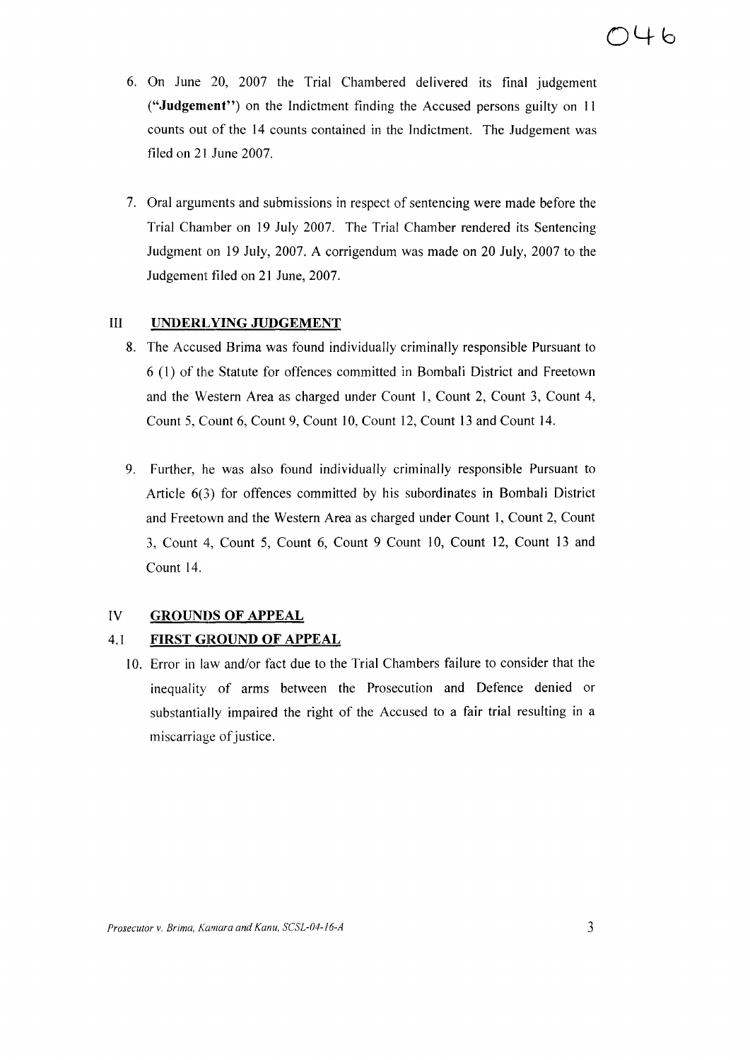6. On June 20, 2007 the Trial Chambered delivered its final judgement (**"Judgement"**) on the Indictment finding the Accused persons guilty on 11 counts out of the 14 counts contained in the Indictment. The Judgement was filed on 21 June 2007.

7. Oral arguments and submissions in respect of sentencing were made before the Trial Chamber on 19 July 2007. The Trial Chamber rendered its Sentencing Judgment on 19 July, 2007. A corrigendum was made on 20 July, 2007 to the Judgement filed on 21 June, 2007.

## III UNDERLYING JUDGEMENT

8. The Accused Brima was found individually criminally responsible Pursuant to 6 (1) of the Statute for offences committed in Bombali District and Freetown and the Western Area as charged under Count 1, Count 2, Count 3, Count 4, Count 5, Count 6, Count 9, Count 10, Count 12, Count 13 and Count 14.

9. Further, he was also found individually criminally responsible Pursuant to Article 6(3) for offences committed by his subordinates in Bombali District and Freetown and the Western Area as charged under Count 1, Count 2, Count 3, Count 4, Count 5, Count 6, Count 9 Count 10, Count 12, Count 13 and Count 14.

## IV GROUNDS OF APPEAL

### 4.1 FIRST GROUND OF APPEAL

10. Error in law and/or fact due to the Trial Chambers failure to consider that the inequality of arms between the Prosecution and Defence denied or substantially impaired the right of the Accused to a fair trial resulting in a miscarriage of justice.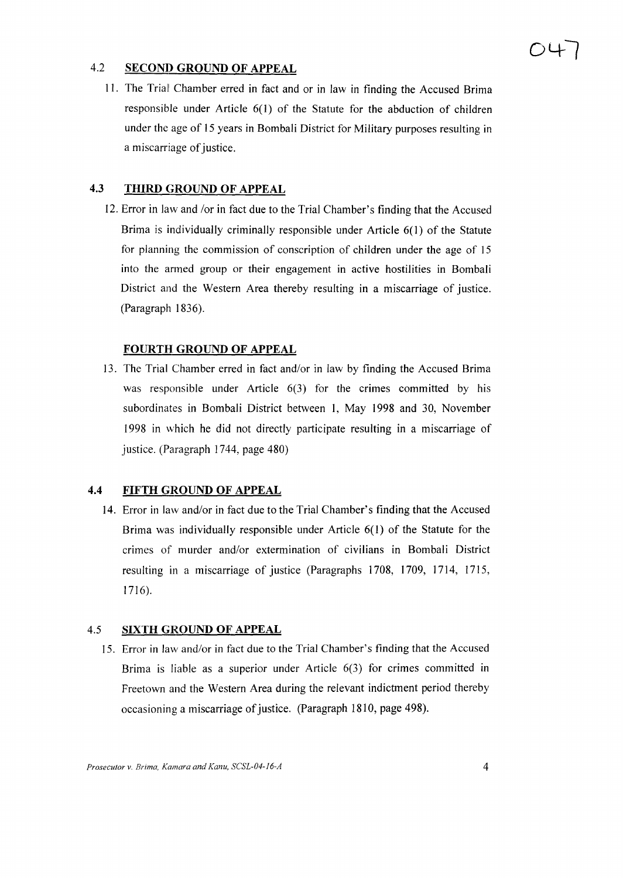### 4.2 SECOND GROUND OF APPEAL

11. The Trial Chamber erred in fact and or in law in finding the Accused Brima responsible under Article 6(1) of the Statute for the abduction of children under the age of 15 years in Bombali District for Military purposes resulting in a miscarriage of justice.

### 4.3 THIRD GROUND OF APPEAL

12. Error in law and /or in fact due to the Trial Chamber's finding that the Accused Brima is individually criminally responsible under Article 6(1) of the Statute for planning the commission of conscription of children under the age of 15 into the armed group or their engagement in active hostilities in Bombali District and the Western Area thereby resulting in a miscarriage of justice. (Paragraph 1836).

### FOURTH GROUND OF APPEAL

13. The Trial Chamber erred in fact and/or in law by finding the Accused Brima was responsible under Article 6(3) for the crimes committed by his subordinates in Bombali District between 1, May 1998 and 30, November 1998 in which he did not directly participate resulting in a miscarriage of justice. (Paragraph 1744, page 480)

### 4.4 FIFTH GROUND OF APPEAL

14. Error in law and/or in fact due to the Trial Chamber's finding that the Accused Brima was individually responsible under Article 6(1) of the Statute for the crimes of murder and/or extermination of civilians in Bombali District resulting in a miscarriage of justice (Paragraphs 1708, 1709, 1714, 1715, 1716).

### 4.5 SIXTH GROUND OF APPEAL

15. Error in law and/or in fact due to the Trial Chamber's finding that the Accused Brima is liable as a superior under Article 6(3) for crimes committed in Freetown and the Western Area during the relevant indictment period thereby occasioning a miscarriage of justice. (Paragraph 1810, page 498).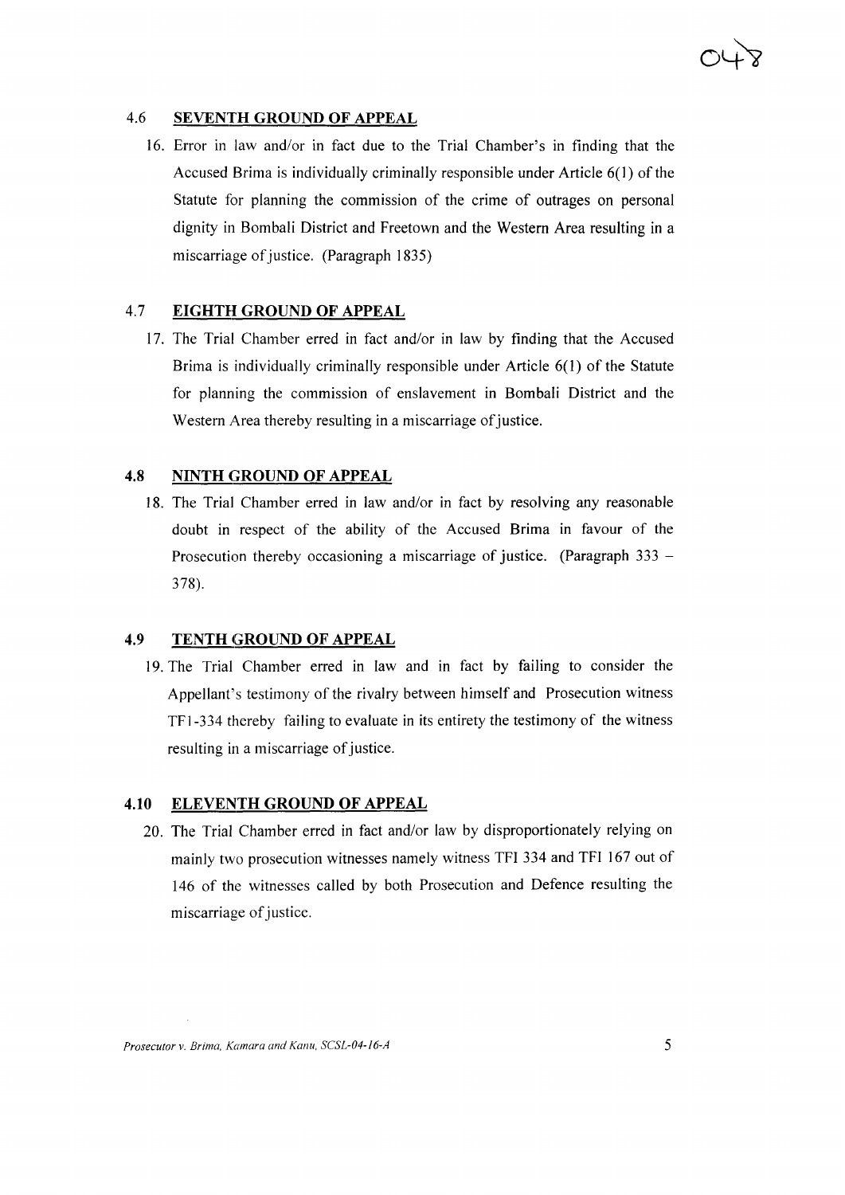## 4.6 SEVENTH GROUND OF APPEAL

16. Error in law and/or in fact due to the Trial Chamber's in finding that the Accused Brima is individually criminally responsible under Article 6(1) of the Statute for planning the commission of the crime of outrages on personal dignity in Bombali District and Freetown and the Western Area resulting in a miscarriage of justice. (Paragraph 1835)

## 4.7 EIGHTH GROUND OF APPEAL

17. The Trial Chamber erred in fact and/or in law by finding that the Accused Brima is individually criminally responsible under Article 6(1) of the Statute for planning the commission of enslavement in Bombali District and the Western Area thereby resulting in a miscarriage of justice.

## 4.8 NINTH GROUND OF APPEAL

18. The Trial Chamber erred in law and/or in fact by resolving any reasonable doubt in respect of the ability of the Accused Brima in favour of the Prosecution thereby occasioning a miscarriage of justice. (Paragraph 333 – 378).

## 4.9 TENTH GROUND OF APPEAL

19. The Trial Chamber erred in law and in fact by failing to consider the Appellant's testimony of the rivalry between himself and Prosecution witness TF1-334 thereby failing to evaluate in its entirety the testimony of the witness resulting in a miscarriage of justice.

## 4.10 ELEVENTH GROUND OF APPEAL

20. The Trial Chamber erred in fact and/or law by disproportionately relying on mainly two prosecution witnesses namely witness TFI 334 and TFI 167 out of 146 of the witnesses called by both Prosecution and Defence resulting the miscarriage of justice.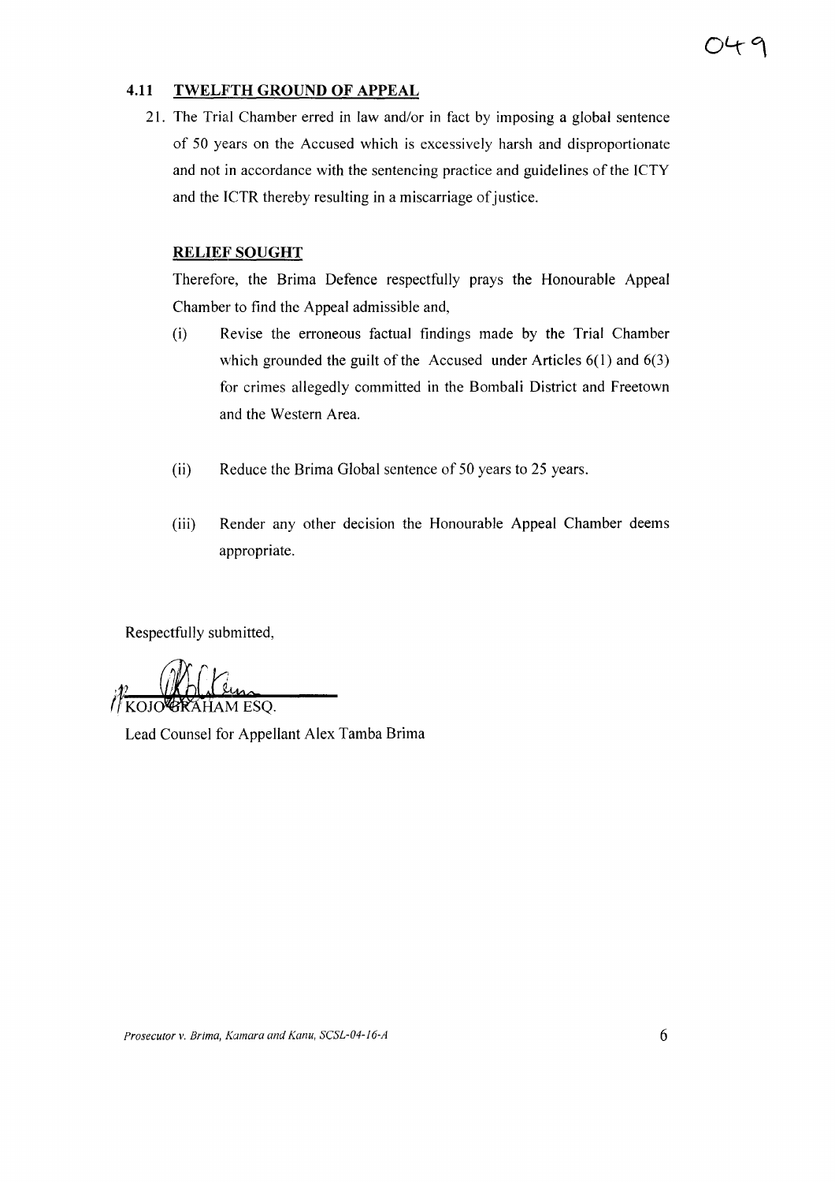### 4.11 TWELFTH GROUND OF APPEAL

21. The Trial Chamber erred in law and/or in fact by imposing a global sentence of 50 years on the Accused which is excessively harsh and disproportionate and not in accordance with the sentencing practice and guidelines of the ICTY and the ICTR thereby resulting in a miscarriage of justice.

**RELIEF SOUGHT**

Therefore, the Brima Defence respectfully prays the Honourable Appeal Chamber to find the Appeal admissible and,

(i) Revise the erroneous factual findings made by the Trial Chamber which grounded the guilt of the Accused under Articles 6(1) and 6(3) for crimes allegedly committed in the Bombali District and Freetown and the Western Area.

(ii) Reduce the Brima Global sentence of 50 years to 25 years.

(iii) Render any other decision the Honourable Appeal Chamber deems appropriate.

Respectfully submitted,

KOJO GRAHAM ESQ.

Lead Counsel for Appellant Alex Tamba Brima